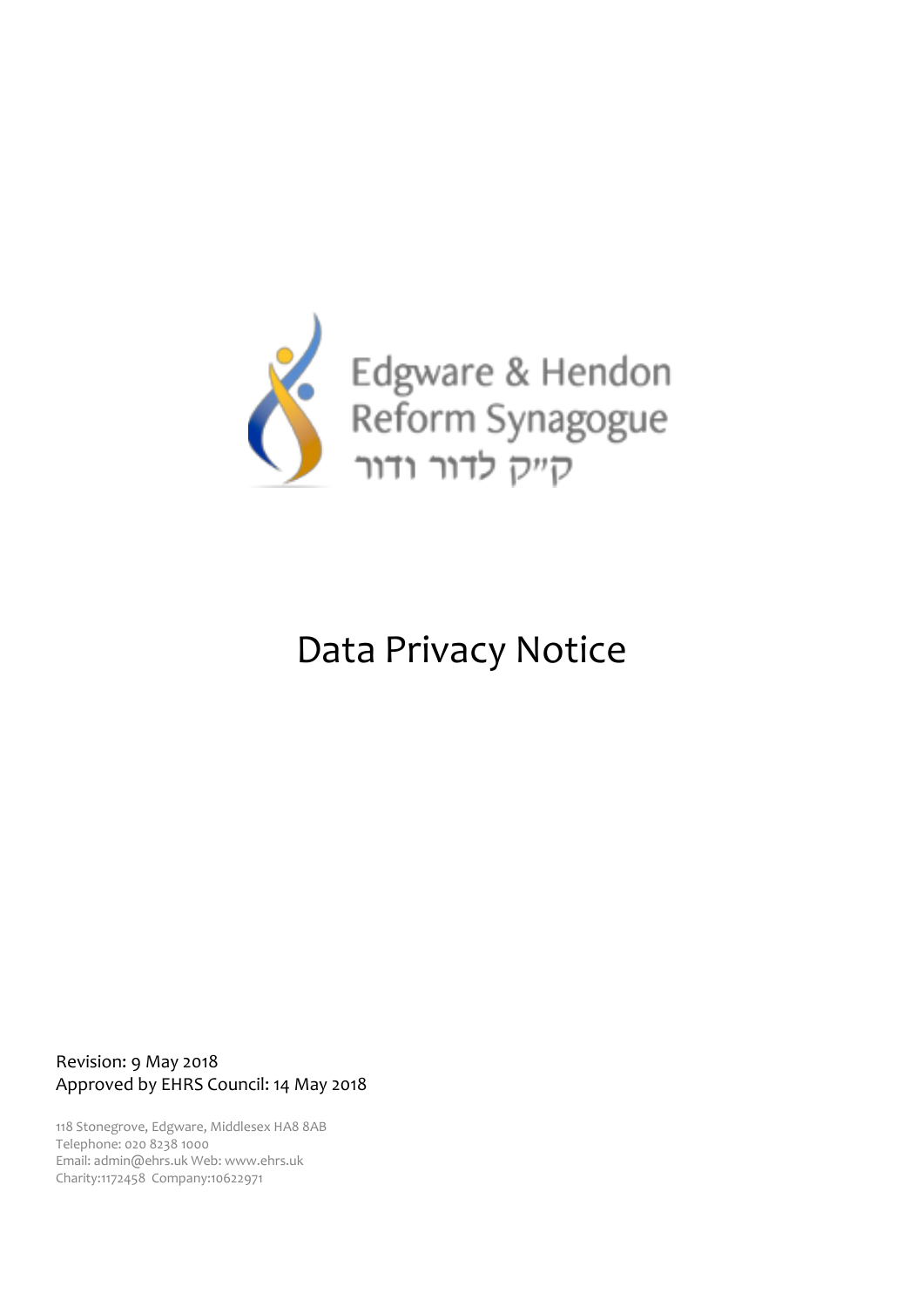Edgware & Hendon
Reform Synagogue
ק״ק לדור ודור

# Data Privacy Notice

Revision: 9 May 2018
Approved by EHRS Council: 14 May 2018

118 Stonegrove, Edgware, Middlesex HA8 8AB
Telephone: 020 8238 1000
Email: admin@ehrs.uk Web: www.ehrs.uk
Charity:1172458 Company:10622971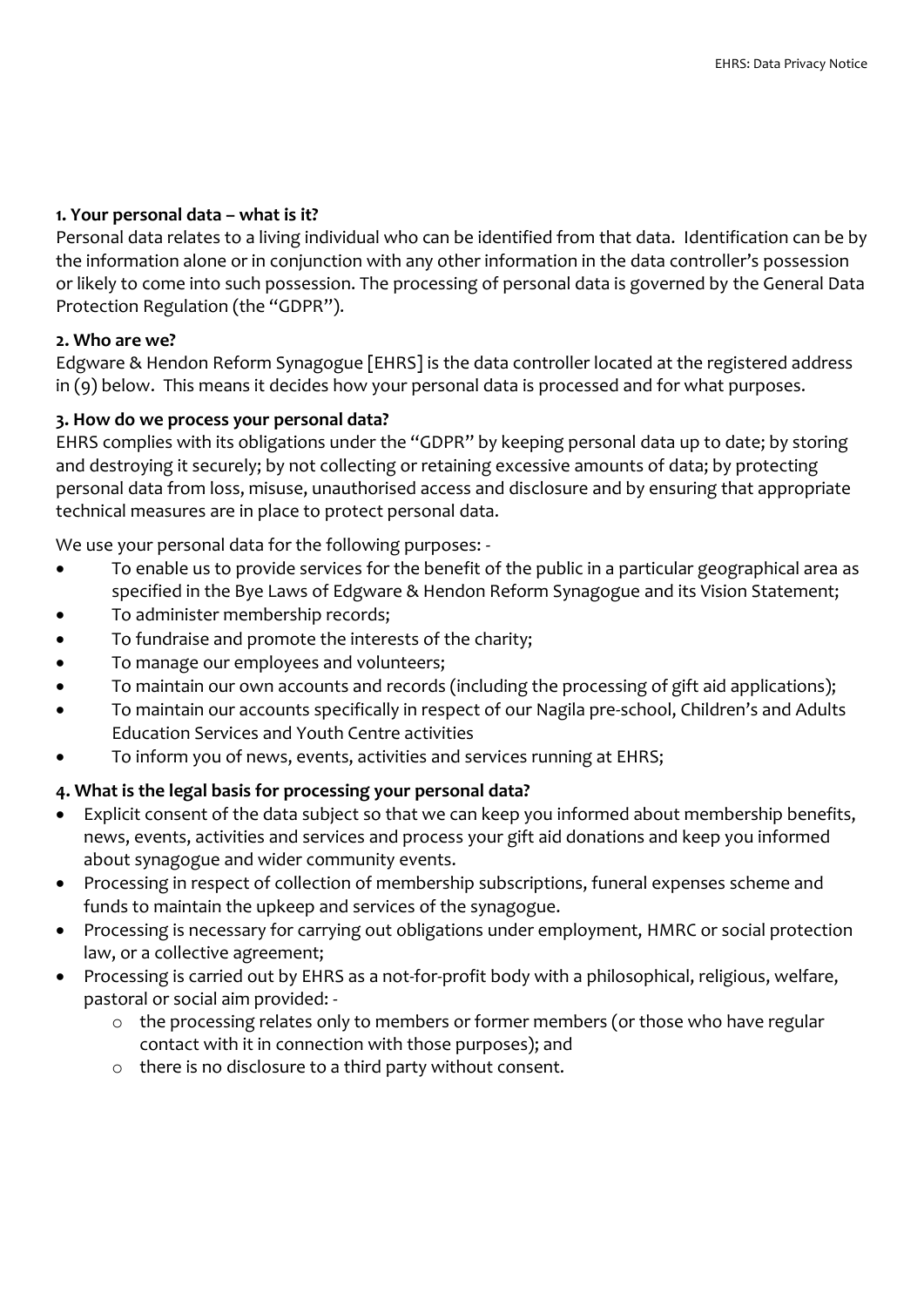**1. Your personal data – what is it?**

Personal data relates to a living individual who can be identified from that data. Identification can be by the information alone or in conjunction with any other information in the data controller's possession or likely to come into such possession. The processing of personal data is governed by the General Data Protection Regulation (the "GDPR").

**2. Who are we?**

Edgware & Hendon Reform Synagogue [EHRS] is the data controller located at the registered address in (9) below. This means it decides how your personal data is processed and for what purposes.

**3. How do we process your personal data?**

EHRS complies with its obligations under the "GDPR" by keeping personal data up to date; by storing and destroying it securely; by not collecting or retaining excessive amounts of data; by protecting personal data from loss, misuse, unauthorised access and disclosure and by ensuring that appropriate technical measures are in place to protect personal data.

We use your personal data for the following purposes: -

- To enable us to provide services for the benefit of the public in a particular geographical area as specified in the Bye Laws of Edgware & Hendon Reform Synagogue and its Vision Statement;
- To administer membership records;
- To fundraise and promote the interests of the charity;
- To manage our employees and volunteers;
- To maintain our own accounts and records (including the processing of gift aid applications);
- To maintain our accounts specifically in respect of our Nagila pre-school, Children's and Adults Education Services and Youth Centre activities
- To inform you of news, events, activities and services running at EHRS;

**4. What is the legal basis for processing your personal data?**

- Explicit consent of the data subject so that we can keep you informed about membership benefits, news, events, activities and services and process your gift aid donations and keep you informed about synagogue and wider community events.
- Processing in respect of collection of membership subscriptions, funeral expenses scheme and funds to maintain the upkeep and services of the synagogue.
- Processing is necessary for carrying out obligations under employment, HMRC or social protection law, or a collective agreement;
- Processing is carried out by EHRS as a not-for-profit body with a philosophical, religious, welfare, pastoral or social aim provided: -
  - the processing relates only to members or former members (or those who have regular contact with it in connection with those purposes); and
  - there is no disclosure to a third party without consent.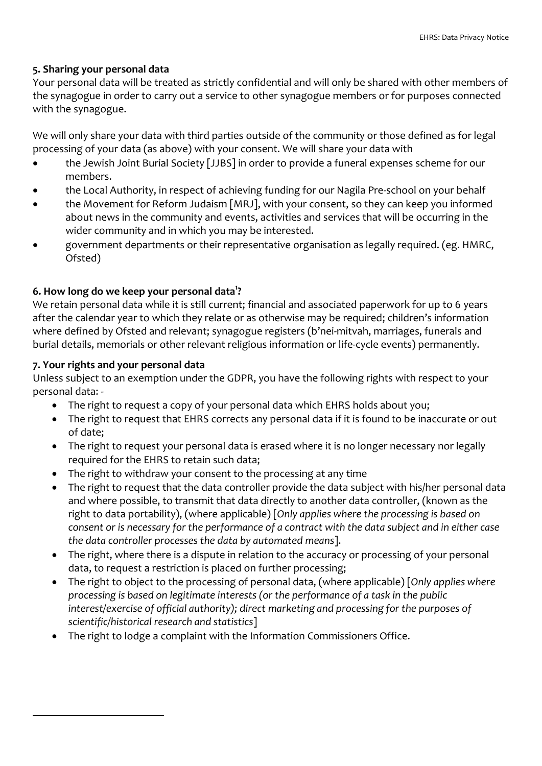## 5. Sharing your personal data

Your personal data will be treated as strictly confidential and will only be shared with other members of the synagogue in order to carry out a service to other synagogue members or for purposes connected with the synagogue.

We will only share your data with third parties outside of the community or those defined as for legal processing of your data (as above) with your consent. We will share your data with

- the Jewish Joint Burial Society [JJBS] in order to provide a funeral expenses scheme for our members.
- the Local Authority, in respect of achieving funding for our Nagila Pre-school on your behalf
- the Movement for Reform Judaism [MRJ], with your consent, so they can keep you informed about news in the community and events, activities and services that will be occurring in the wider community and in which you may be interested.
- government departments or their representative organisation as legally required. (eg. HMRC, Ofsted)

## 6. How long do we keep your personal data[1]?

We retain personal data while it is still current; financial and associated paperwork for up to 6 years after the calendar year to which they relate or as otherwise may be required; children's information where defined by Ofsted and relevant; synagogue registers (b'nei-mitvah, marriages, funerals and burial details, memorials or other relevant religious information or life-cycle events) permanently.

## 7. Your rights and your personal data

Unless subject to an exemption under the GDPR, you have the following rights with respect to your personal data: -

- The right to request a copy of your personal data which EHRS holds about you;
- The right to request that EHRS corrects any personal data if it is found to be inaccurate or out of date;
- The right to request your personal data is erased where it is no longer necessary nor legally required for the EHRS to retain such data;
- The right to withdraw your consent to the processing at any time
- The right to request that the data controller provide the data subject with his/her personal data and where possible, to transmit that data directly to another data controller, (known as the right to data portability), (where applicable) [*Only applies where the processing is based on consent or is necessary for the performance of a contract with the data subject and in either case the data controller processes the data by automated means*].
- The right, where there is a dispute in relation to the accuracy or processing of your personal data, to request a restriction is placed on further processing;
- The right to object to the processing of personal data, (where applicable) [*Only applies where processing is based on legitimate interests (or the performance of a task in the public interest/exercise of official authority); direct marketing and processing for the purposes of scientific/historical research and statistics*]
- The right to lodge a complaint with the Information Commissioners Office.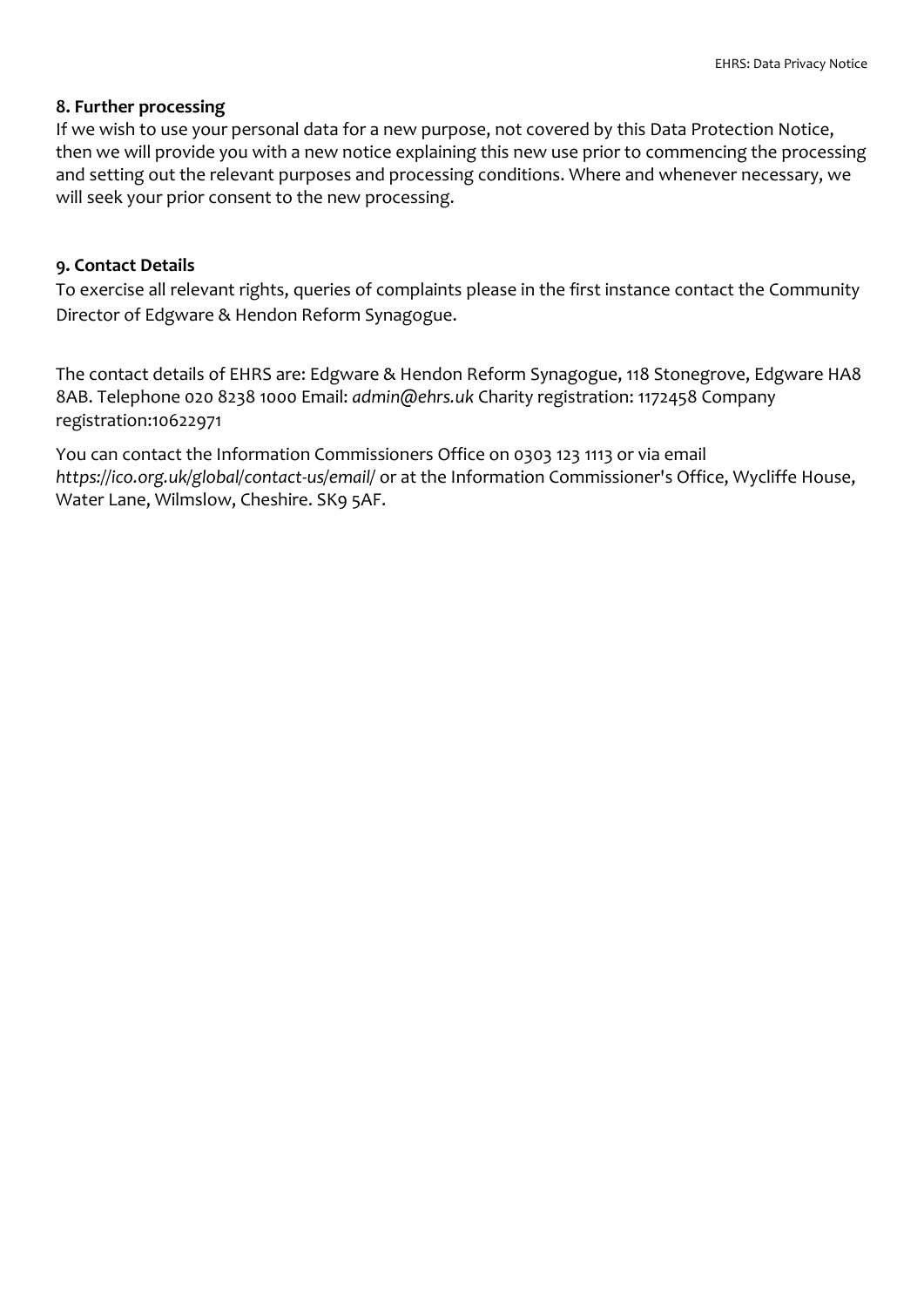## 8. Further processing

If we wish to use your personal data for a new purpose, not covered by this Data Protection Notice, then we will provide you with a new notice explaining this new use prior to commencing the processing and setting out the relevant purposes and processing conditions. Where and whenever necessary, we will seek your prior consent to the new processing.

## 9. Contact Details

To exercise all relevant rights, queries of complaints please in the first instance contact the Community Director of Edgware & Hendon Reform Synagogue.

The contact details of EHRS are: Edgware & Hendon Reform Synagogue, 118 Stonegrove, Edgware HA8 8AB. Telephone 020 8238 1000 Email: *admin@ehrs.uk* Charity registration: 1172458 Company registration:10622971

You can contact the Information Commissioners Office on 0303 123 1113 or via email *https://ico.org.uk/global/contact-us/email/* or at the Information Commissioner's Office, Wycliffe House, Water Lane, Wilmslow, Cheshire. SK9 5AF.